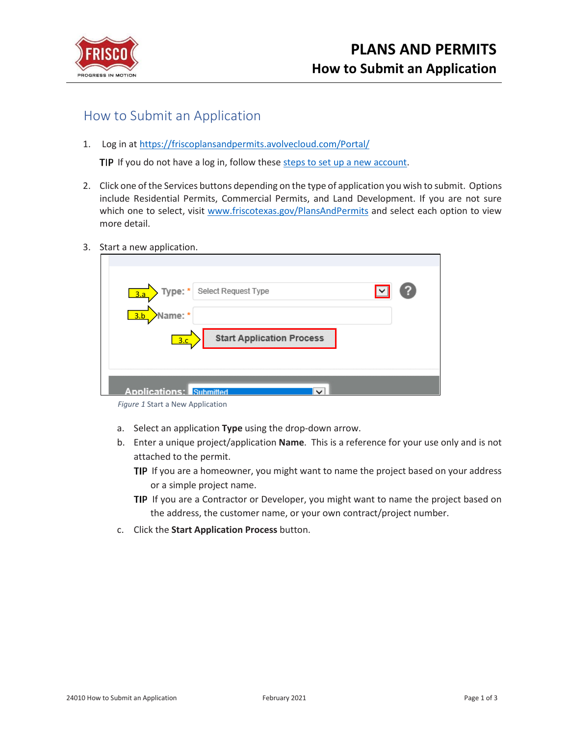# How to Submit an Application

1. Log in at https://friscoplansandpermits.avolvecloud.com/Portal/

   **TIP** If you do not have a log in, follow these steps to set up a new account.

2. Click one of the Services buttons depending on the type of application you wish to submit. Options include Residential Permits, Commercial Permits, and Land Development. If you are not sure which one to select, visit www.friscotexas.gov/PlansAndPermits and select each option to view more detail.

3. Start a new application.

   *Figure 1* Start a New Application

   a. Select an application **Type** using the drop-down arrow.
   
   b. Enter a unique project/application **Name**. This is a reference for your use only and is not attached to the permit.
   
      **TIP** If you are a homeowner, you might want to name the project based on your address or a simple project name.
      
      **TIP** If you are a Contractor or Developer, you might want to name the project based on the address, the customer name, or your own contract/project number.
      
   c. Click the **Start Application Process** button.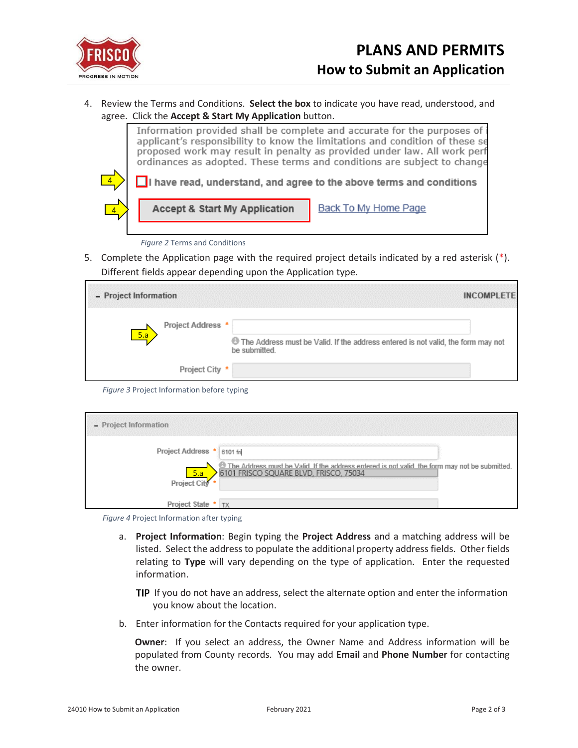4. Review the Terms and Conditions. **Select the box** to indicate you have read, understood, and agree. Click the **Accept & Start My Application** button.

*Figure 2* Terms and Conditions

5. Complete the Application page with the required project details indicated by a red asterisk (*). Different fields appear depending upon the Application type.

*Figure 3* Project Information before typing

*Figure 4* Project Information after typing

   a. **Project Information**: Begin typing the **Project Address** and a matching address will be listed. Select the address to populate the additional property address fields. Other fields relating to **Type** will vary depending on the type of application. Enter the requested information.

      **TIP** If you do not have an address, select the alternate option and enter the information you know about the location.

   b. Enter information for the Contacts required for your application type.

      **Owner**: If you select an address, the Owner Name and Address information will be populated from County records. You may add **Email** and **Phone Number** for contacting the owner.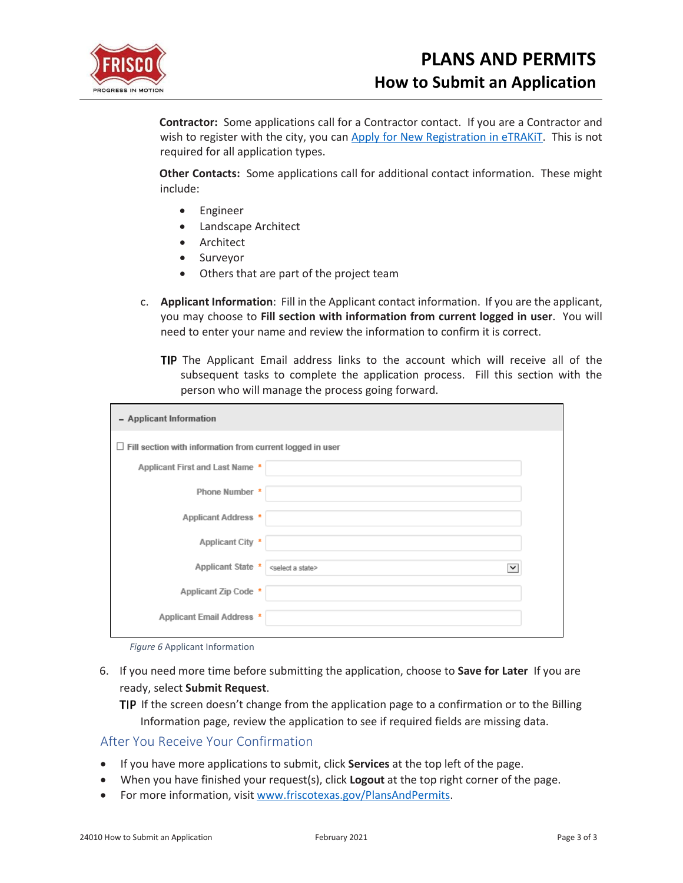**Contractor:** Some applications call for a Contractor contact. If you are a Contractor and wish to register with the city, you can [Apply for New Registration in eTRAKiT](). This is not required for all application types.

**Other Contacts:** Some applications call for additional contact information. These might include:

- Engineer
- Landscape Architect
- Architect
- Surveyor
- Others that are part of the project team

c. **Applicant Information**: Fill in the Applicant contact information. If you are the applicant, you may choose to **Fill section with information from current logged in user**. You will need to enter your name and review the information to confirm it is correct.

**TIP** The Applicant Email address links to the account which will receive all of the subsequent tasks to complete the application process. Fill this section with the person who will manage the process going forward.

**– Applicant Information**

☐ Fill section with information from current logged in user

Applicant First and Last Name *

Phone Number *

Applicant Address *

Applicant City *

Applicant State * <select a state>

Applicant Zip Code *

Applicant Email Address *

*Figure 6* Applicant Information

6. If you need more time before submitting the application, choose to **Save for Later** If you are ready, select **Submit Request**.

   **TIP** If the screen doesn't change from the application page to a confirmation or to the Billing Information page, review the application to see if required fields are missing data.

## After You Receive Your Confirmation

- If you have more applications to submit, click **Services** at the top left of the page.
- When you have finished your request(s), click **Logout** at the top right corner of the page.
- For more information, visit [www.friscotexas.gov/PlansAndPermits]().